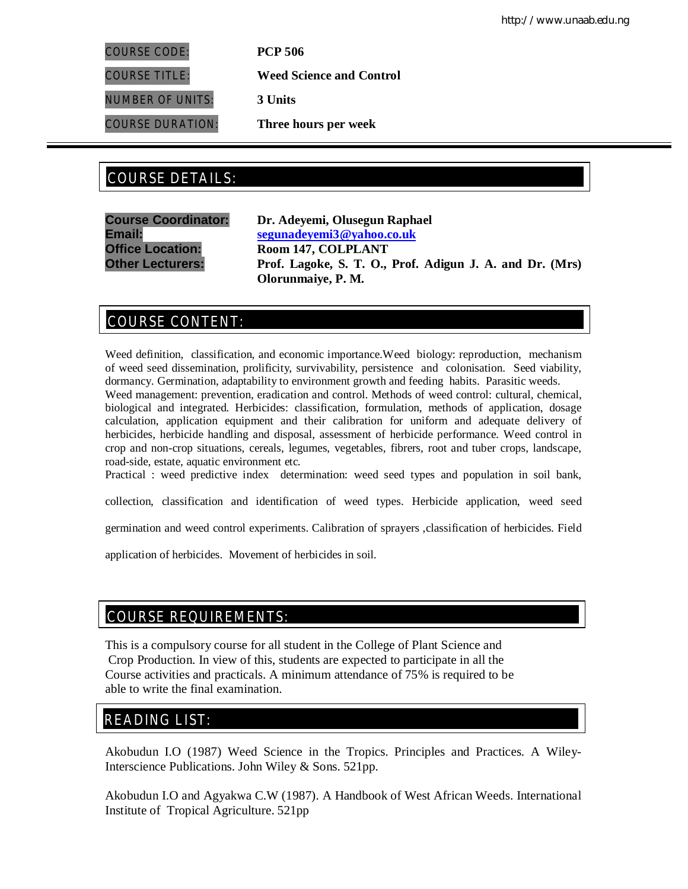| | |
|---|---|
| COURSE CODE: | **PCP 506** |
| COURSE TITLE: | **Weed Science and Control** |
| NUMBER OF UNITS: | **3 Units** |
| COURSE DURATION: | **Three hours per week** |

## COURSE DETAILS:

**Course Coordinator:** **Dr. Adeyemi, Olusegun Raphael**
**Email:** **segunadeyemi3@yahoo.co.uk**
**Office Location:** **Room 147, COLPLANT**
**Other Lecturers:** **Prof. Lagoke, S. T. O., Prof. Adigun J. A. and Dr. (Mrs) Olorunmaiye, P. M.**

## COURSE CONTENT:

Weed definition, classification, and economic importance.Weed biology: reproduction, mechanism of weed seed dissemination, prolificity, survivability, persistence and colonisation. Seed viability, dormancy. Germination, adaptability to environment growth and feeding habits. Parasitic weeds.
Weed management: prevention, eradication and control. Methods of weed control: cultural, chemical, biological and integrated. Herbicides: classification, formulation, methods of application, dosage calculation, application equipment and their calibration for uniform and adequate delivery of herbicides, herbicide handling and disposal, assessment of herbicide performance. Weed control in crop and non-crop situations, cereals, legumes, vegetables, fibres, root and tuber crops, landscape, road-side, estate, aquatic environment etc.
Practical : weed predictive index determination: weed seed types and population in soil bank, collection, classification and identification of weed types. Herbicide application, weed seed germination and weed control experiments. Calibration of sprayers ,classification of herbicides. Field application of herbicides. Movement of herbicides in soil.

## COURSE REQUIREMENTS:

This is a compulsory course for all student in the College of Plant Science and Crop Production. In view of this, students are expected to participate in all the Course activities and practicals. A minimum attendance of 75% is required to be able to write the final examination.

## READING LIST:

Akobudun I.O (1987) Weed Science in the Tropics. Principles and Practices. A Wiley-Interscience Publications. John Wiley & Sons. 521pp.

Akobudun I.O and Agyakwa C.W (1987). A Handbook of West African Weeds. International Institute of Tropical Agriculture. 521pp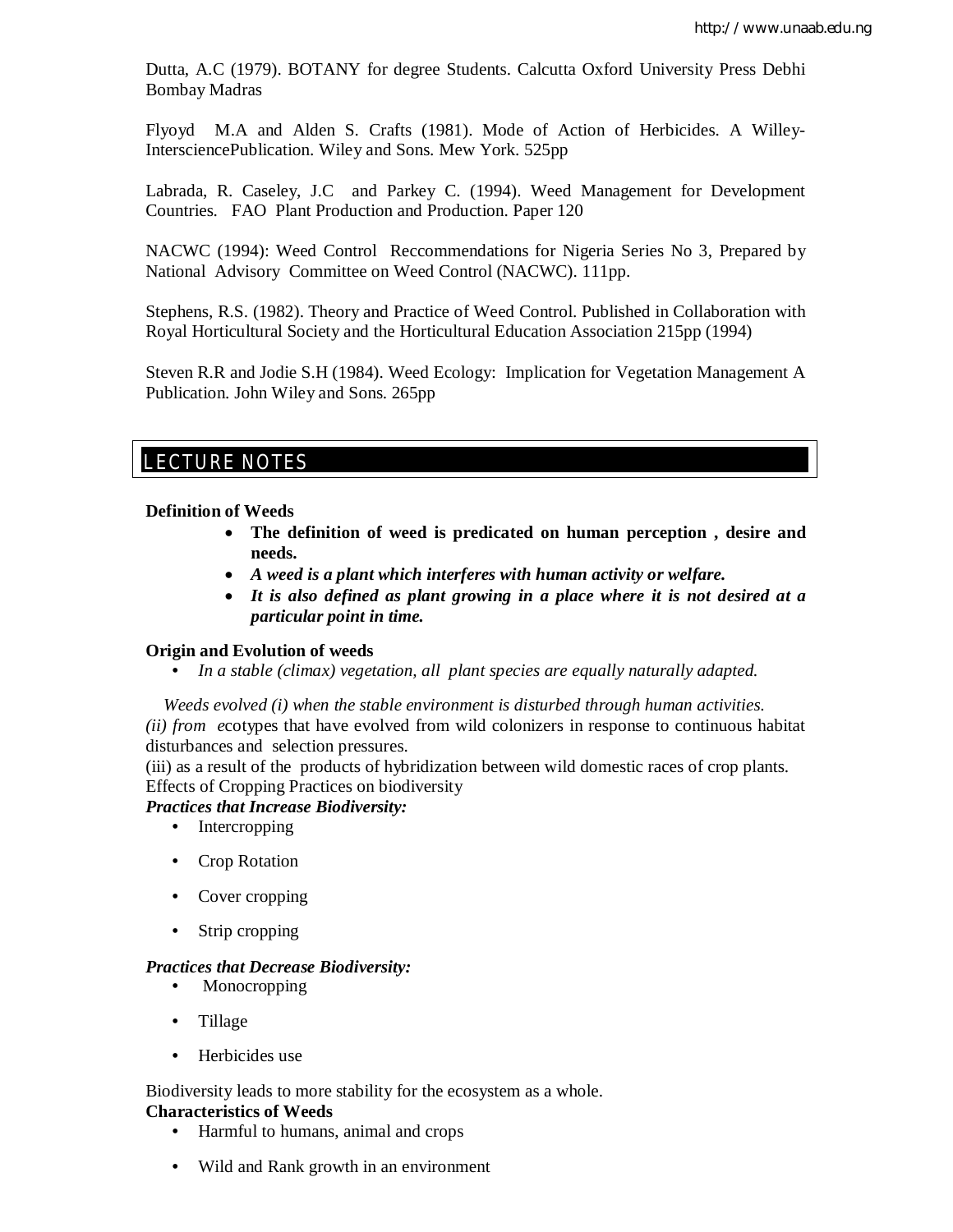Dutta, A.C (1979). BOTANY for degree Students. Calcutta Oxford University Press Debhi Bombay Madras

Flyoyd M.A and Alden S. Crafts (1981). Mode of Action of Herbicides. A Willey-IntersciencePublication. Wiley and Sons. Mew York. 525pp

Labrada, R. Caseley, J.C and Parkey C. (1994). Weed Management for Development Countries. FAO Plant Production and Production. Paper 120

NACWC (1994): Weed Control Reccommendations for Nigeria Series No 3, Prepared by National Advisory Committee on Weed Control (NACWC). 111pp.

Stephens, R.S. (1982). Theory and Practice of Weed Control. Published in Collaboration with Royal Horticultural Society and the Horticultural Education Association 215pp (1994)

Steven R.R and Jodie S.H (1984). Weed Ecology: Implication for Vegetation Management A Publication. John Wiley and Sons. 265pp

## LECTURE NOTES

**Definition of Weeds**

- **The definition of weed is predicated on human perception , desire and needs.**
- ***A weed is a plant which interferes with human activity or welfare.***
- ***It is also defined as plant growing in a place where it is not desired at a particular point in time.***

**Origin and Evolution of weeds**

- *In a stable (climax) vegetation, all plant species are equally naturally adapted.*

*Weeds evolved (i) when the stable environment is disturbed through human activities.*
*(ii) from e*cotypes that have evolved from wild colonizers in response to continuous habitat disturbances and selection pressures.
(iii) as a result of the products of hybridization between wild domestic races of crop plants.
Effects of Cropping Practices on biodiversity

***Practices that Increase Biodiversity:***

- Intercropping
- Crop Rotation
- Cover cropping
- Strip cropping

***Practices that Decrease Biodiversity:***

- Monocropping
- Tillage
- Herbicides use

Biodiversity leads to more stability for the ecosystem as a whole.

**Characteristics of Weeds**

- Harmful to humans, animal and crops
- Wild and Rank growth in an environment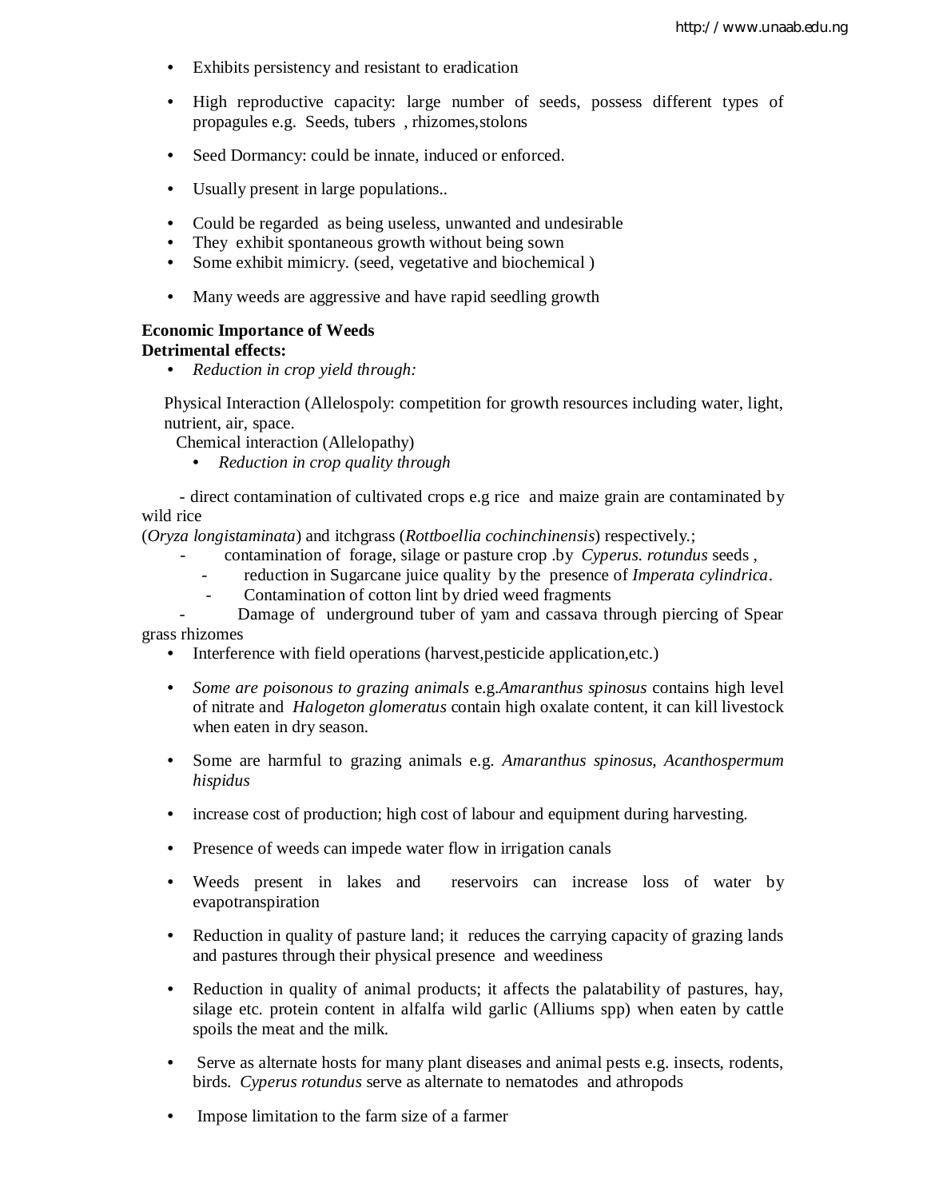- Exhibits persistency and resistant to eradication
- High reproductive capacity: large number of seeds, possess different types of propagules e.g. Seeds, tubers , rhizomes,stolons
- Seed Dormancy: could be innate, induced or enforced.
- Usually present in large populations..
- Could be regarded as being useless, unwanted and undesirable
- They exhibit spontaneous growth without being sown
- Some exhibit mimicry. (seed, vegetative and biochemical )
- Many weeds are aggressive and have rapid seedling growth

**Economic Importance of Weeds**
**Detrimental effects:**

- *Reduction in crop yield through:*

Physical Interaction (Allelospoly: competition for growth resources including water, light, nutrient, air, space.

Chemical interaction (Allelopathy)

- *Reduction in crop quality through*

- direct contamination of cultivated crops e.g rice and maize grain are contaminated by wild rice (*Oryza longistaminata*) and itchgrass (*Rottboellia cochinchinensis*) respectively.;
- contamination of forage, silage or pasture crop .by *Cyperus. rotundus* seeds ,
- reduction in Sugarcane juice quality by the presence of *Imperata cylindrica*.
- Contamination of cotton lint by dried weed fragments
- Damage of underground tuber of yam and cassava through piercing of Spear grass rhizomes

- Interference with field operations (harvest,pesticide application,etc.)
- *Some are poisonous to grazing animals* e.g.*Amaranthus spinosus* contains high level of nitrate and *Halogeton glomeratus* contain high oxalate content, it can kill livestock when eaten in dry season.
- Some are harmful to grazing animals e.g. *Amaranthus spinosus, Acanthospermum hispidus*
- increase cost of production; high cost of labour and equipment during harvesting.
- Presence of weeds can impede water flow in irrigation canals
- Weeds present in lakes and reservoirs can increase loss of water by evapotranspiration
- Reduction in quality of pasture land; it reduces the carrying capacity of grazing lands and pastures through their physical presence and weediness
- Reduction in quality of animal products; it affects the palatability of pastures, hay, silage etc. protein content in alfalfa wild garlic (Alliums spp) when eaten by cattle spoils the meat and the milk.
- Serve as alternate hosts for many plant diseases and animal pests e.g. insects, rodents, birds. *Cyperus rotundus* serve as alternate to nematodes and athropods
- Impose limitation to the farm size of a farmer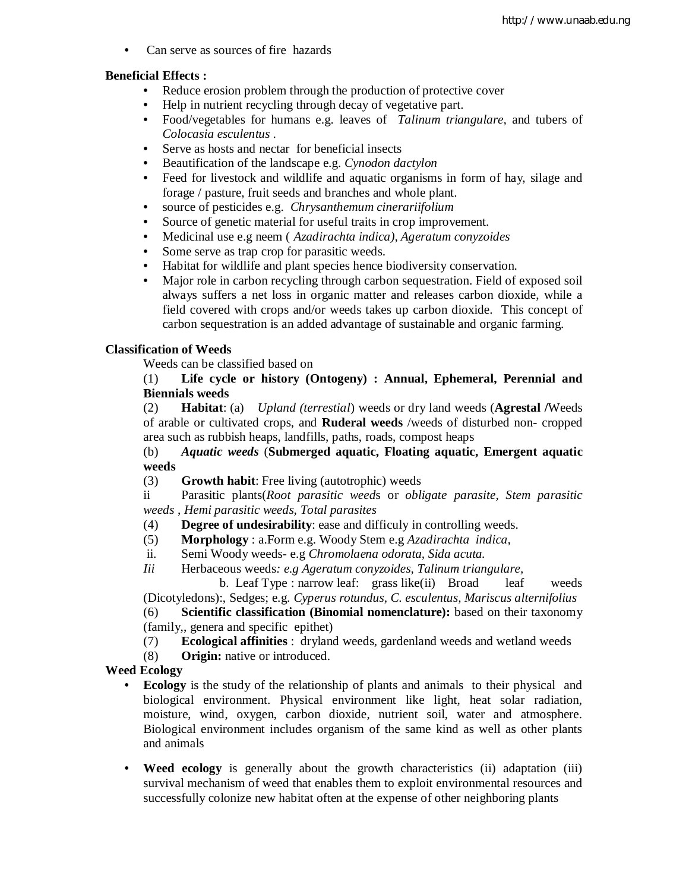- Can serve as sources of fire hazards

**Beneficial Effects :**

- Reduce erosion problem through the production of protective cover
- Help in nutrient recycling through decay of vegetative part.
- Food/vegetables for humans e.g. leaves of *Talinum triangulare*, and tubers of *Colocasia esculentus* .
- Serve as hosts and nectar for beneficial insects
- Beautification of the landscape e.g. *Cynodon dactylon*
- Feed for livestock and wildlife and aquatic organisms in form of hay, silage and forage / pasture, fruit seeds and branches and whole plant.
- source of pesticides e.g. *Chrysanthemum cinerariifolium*
- Source of genetic material for useful traits in crop improvement.
- Medicinal use e.g neem ( *Azadirachta indica), Ageratum conyzoides*
- Some serve as trap crop for parasitic weeds.
- Habitat for wildlife and plant species hence biodiversity conservation.
- Major role in carbon recycling through carbon sequestration. Field of exposed soil always suffers a net loss in organic matter and releases carbon dioxide, while a field covered with crops and/or weeds takes up carbon dioxide. This concept of carbon sequestration is an added advantage of sustainable and organic farming.

**Classification of Weeds**

Weeds can be classified based on

(1) **Life cycle or history (Ontogeny) : Annual, Ephemeral, Perennial and Biennials weeds**

(2) **Habitat**: (a) *Upland (terrestial*) weeds or dry land weeds (**Agrestal /**Weeds of arable or cultivated crops, and **Ruderal weeds** /weeds of disturbed non- cropped area such as rubbish heaps, landfills, paths, roads, compost heaps

(b) *Aquatic weeds* (**Submerged aquatic, Floating aquatic, Emergent aquatic weeds**

(3) **Growth habit**: Free living (autotrophic) weeds

ii Parasitic plants(*Root parasitic weed*s or *obligate parasite, Stem parasitic weeds* , *Hemi parasitic weeds, Total parasites*

(4) **Degree of undesirability**: ease and difficuly in controlling weeds.

(5) **Morphology** : a.Form e.g. Woody Stem e.g *Azadirachta indica,*

ii. Semi Woody weeds- e.g *Chromolaena odorata, Sida acuta.*

*Iii* Herbaceous weeds*: e.g Ageratum conyzoides, Talinum triangulare,*

b. Leaf Type : narrow leaf: grass like(ii) Broad leaf weeds (Dicotyledons):, Sedges; e.g. *Cyperus rotundus, C. esculentus, Mariscus alternifolius*

(6) **Scientific classification (Binomial nomenclature):** based on their taxonomy (family,, genera and specific epithet)

(7) **Ecological affinities** : dryland weeds, gardenland weeds and wetland weeds

(8) **Origin:** native or introduced.

**Weed Ecology**

- **Ecology** is the study of the relationship of plants and animals to their physical and biological environment. Physical environment like light, heat solar radiation, moisture, wind, oxygen, carbon dioxide, nutrient soil, water and atmosphere. Biological environment includes organism of the same kind as well as other plants and animals

- **Weed ecology** is generally about the growth characteristics (ii) adaptation (iii) survival mechanism of weed that enables them to exploit environmental resources and successfully colonize new habitat often at the expense of other neighboring plants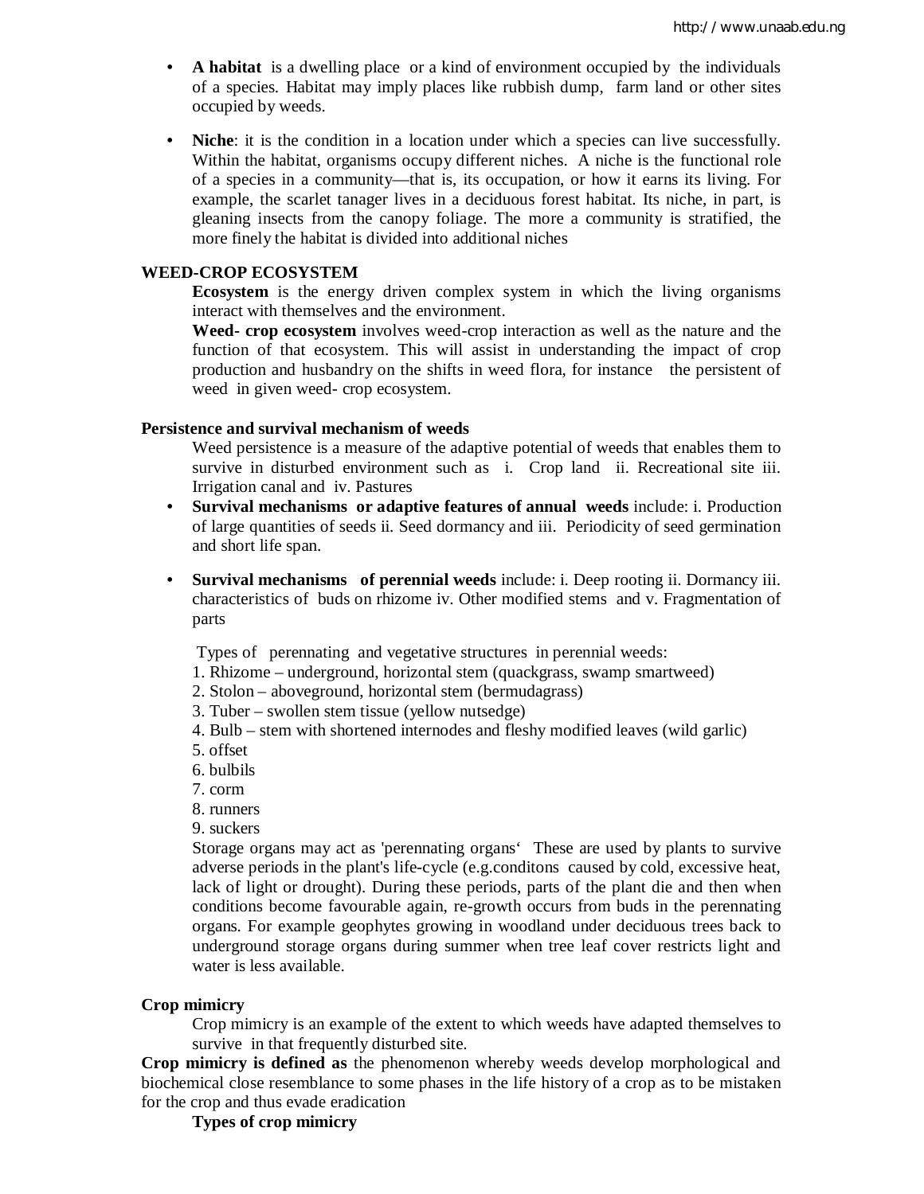- **A habitat** is a dwelling place or a kind of environment occupied by the individuals of a species. Habitat may imply places like rubbish dump, farm land or other sites occupied by weeds.

- **Niche**: it is the condition in a location under which a species can live successfully. Within the habitat, organisms occupy different niches. A niche is the functional role of a species in a community—that is, its occupation, or how it earns its living. For example, the scarlet tanager lives in a deciduous forest habitat. Its niche, in part, is gleaning insects from the canopy foliage. The more a community is stratified, the more finely the habitat is divided into additional niches

**WEED-CROP ECOSYSTEM**

**Ecosystem** is the energy driven complex system in which the living organisms interact with themselves and the environment.

**Weed- crop ecosystem** involves weed-crop interaction as well as the nature and the function of that ecosystem. This will assist in understanding the impact of crop production and husbandry on the shifts in weed flora, for instance the persistent of weed in given weed- crop ecosystem.

**Persistence and survival mechanism of weeds**

Weed persistence is a measure of the adaptive potential of weeds that enables them to survive in disturbed environment such as i. Crop land ii. Recreational site iii. Irrigation canal and iv. Pastures

- **Survival mechanisms or adaptive features of annual weeds** include: i. Production of large quantities of seeds ii. Seed dormancy and iii. Periodicity of seed germination and short life span.

- **Survival mechanisms of perennial weeds** include: i. Deep rooting ii. Dormancy iii. characteristics of buds on rhizome iv. Other modified stems and v. Fragmentation of parts

Types of perennating and vegetative structures in perennial weeds:

1. Rhizome – underground, horizontal stem (quackgrass, swamp smartweed)
2. Stolon – aboveground, horizontal stem (bermudagrass)
3. Tuber – swollen stem tissue (yellow nutsedge)
4. Bulb – stem with shortened internodes and fleshy modified leaves (wild garlic)
5. offset
6. bulbils
7. corm
8. runners
9. suckers

Storage organs may act as 'perennating organs' These are used by plants to survive adverse periods in the plant's life-cycle (e.g.conditons caused by cold, excessive heat, lack of light or drought). During these periods, parts of the plant die and then when conditions become favourable again, re-growth occurs from buds in the perennating organs. For example geophytes growing in woodland under deciduous trees back to underground storage organs during summer when tree leaf cover restricts light and water is less available.

**Crop mimicry**

Crop mimicry is an example of the extent to which weeds have adapted themselves to survive in that frequently disturbed site.

**Crop mimicry is defined as** the phenomenon whereby weeds develop morphological and biochemical close resemblance to some phases in the life history of a crop as to be mistaken for the crop and thus evade eradication

**Types of crop mimicry**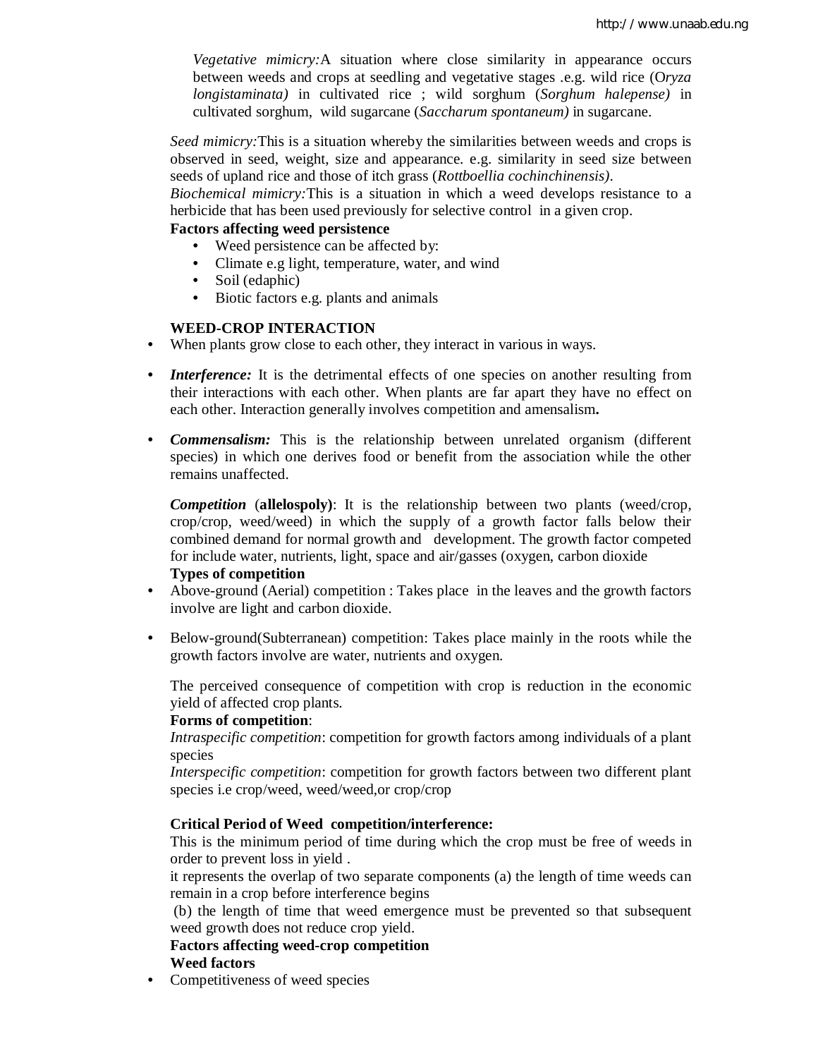*Vegetative mimicry:*A situation where close similarity in appearance occurs between weeds and crops at seedling and vegetative stages .e.g. wild rice (*Oryza longistaminata)* in cultivated rice ; wild sorghum (*Sorghum halepense)* in cultivated sorghum, wild sugarcane (*Saccharum spontaneum)* in sugarcane.

*Seed mimicry:*This is a situation whereby the similarities between weeds and crops is observed in seed, weight, size and appearance. e.g. similarity in seed size between seeds of upland rice and those of itch grass (*Rottboellia cochinchinensis)*.

*Biochemical mimicry:*This is a situation in which a weed develops resistance to a herbicide that has been used previously for selective control in a given crop.

**Factors affecting weed persistence**

- Weed persistence can be affected by:
- Climate e.g light, temperature, water, and wind
- Soil (edaphic)
- Biotic factors e.g. plants and animals

**WEED-CROP INTERACTION**

- When plants grow close to each other, they interact in various in ways.
- ***Interference:*** It is the detrimental effects of one species on another resulting from their interactions with each other. When plants are far apart they have no effect on each other. Interaction generally involves competition and amensalism**.**
- ***Commensalism:*** This is the relationship between unrelated organism (different species) in which one derives food or benefit from the association while the other remains unaffected.

***Competition*** (**allelospoly)**: It is the relationship between two plants (weed/crop, crop/crop, weed/weed) in which the supply of a growth factor falls below their combined demand for normal growth and development. The growth factor competed for include water, nutrients, light, space and air/gasses (oxygen, carbon dioxide

**Types of competition**

- Above-ground (Aerial) competition : Takes place in the leaves and the growth factors involve are light and carbon dioxide.
- Below-ground(Subterranean) competition: Takes place mainly in the roots while the growth factors involve are water, nutrients and oxygen.

The perceived consequence of competition with crop is reduction in the economic yield of affected crop plants.

**Forms of competition**:

*Intraspecific competition*: competition for growth factors among individuals of a plant species

*Interspecific competition*: competition for growth factors between two different plant species i.e crop/weed, weed/weed,or crop/crop

**Critical Period of Weed competition/interference:**

This is the minimum period of time during which the crop must be free of weeds in order to prevent loss in yield .

it represents the overlap of two separate components (a) the length of time weeds can remain in a crop before interference begins

(b) the length of time that weed emergence must be prevented so that subsequent weed growth does not reduce crop yield.

**Factors affecting weed-crop competition**

**Weed factors**

- Competitiveness of weed species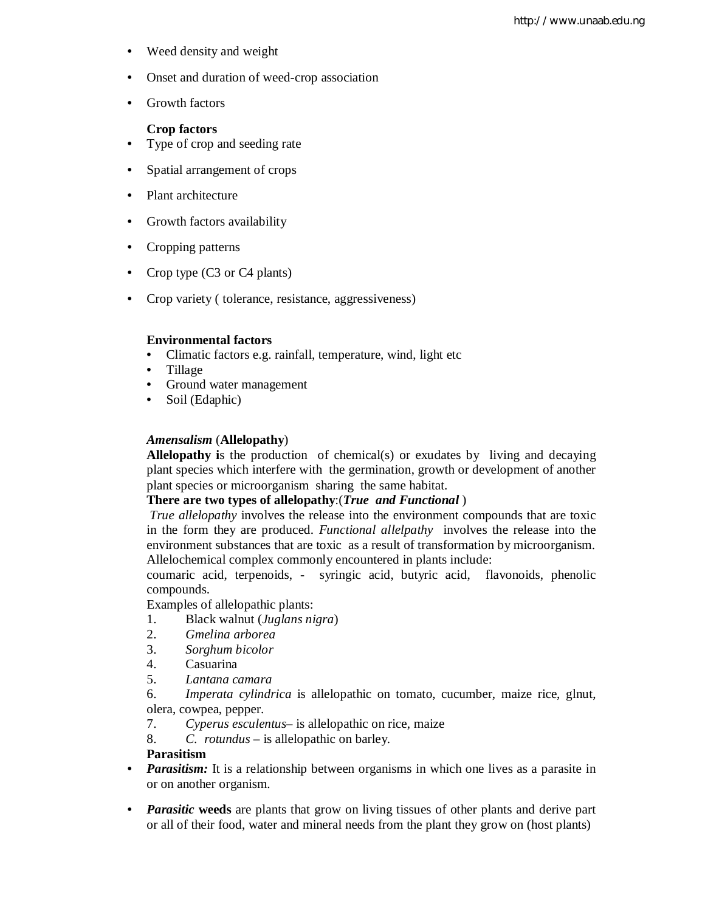- Weed density and weight
- Onset and duration of weed-crop association
- Growth factors

**Crop factors**

- Type of crop and seeding rate
- Spatial arrangement of crops
- Plant architecture
- Growth factors availability
- Cropping patterns
- Crop type (C3 or C4 plants)
- Crop variety ( tolerance, resistance, aggressiveness)

**Environmental factors**

- Climatic factors e.g. rainfall, temperature, wind, light etc
- Tillage
- Ground water management
- Soil (Edaphic)

***Amensalism*** (**Allelopathy**)

**Allelopathy i**s the production of chemical(s) or exudates by living and decaying plant species which interfere with the germination, growth or development of another plant species or microorganism sharing the same habitat.

**There are two types of allelopathy**:(***True and Functional*** )

*True allelopathy* involves the release into the environment compounds that are toxic in the form they are produced. *Functional allelpathy* involves the release into the environment substances that are toxic as a result of transformation by microorganism. Allelochemical complex commonly encountered in plants include:

coumaric acid, terpenoids, - syringic acid, butyric acid, flavonoids, phenolic compounds.

Examples of allelopathic plants:

1. Black walnut (*Juglans nigra*)
2. *Gmelina arborea*
3. *Sorghum bicolor*
4. Casuarina
5. *Lantana camara*
6. *Imperata cylindrica* is allelopathic on tomato, cucumber, maize rice, glnut, olera, cowpea, pepper.
7. *Cyperus esculentus*– is allelopathic on rice, maize
8. *C. rotundus* – is allelopathic on barley.

**Parasitism**

- ***Parasitism:*** It is a relationship between organisms in which one lives as a parasite in or on another organism.
- ***Parasitic* weeds** are plants that grow on living tissues of other plants and derive part or all of their food, water and mineral needs from the plant they grow on (host plants)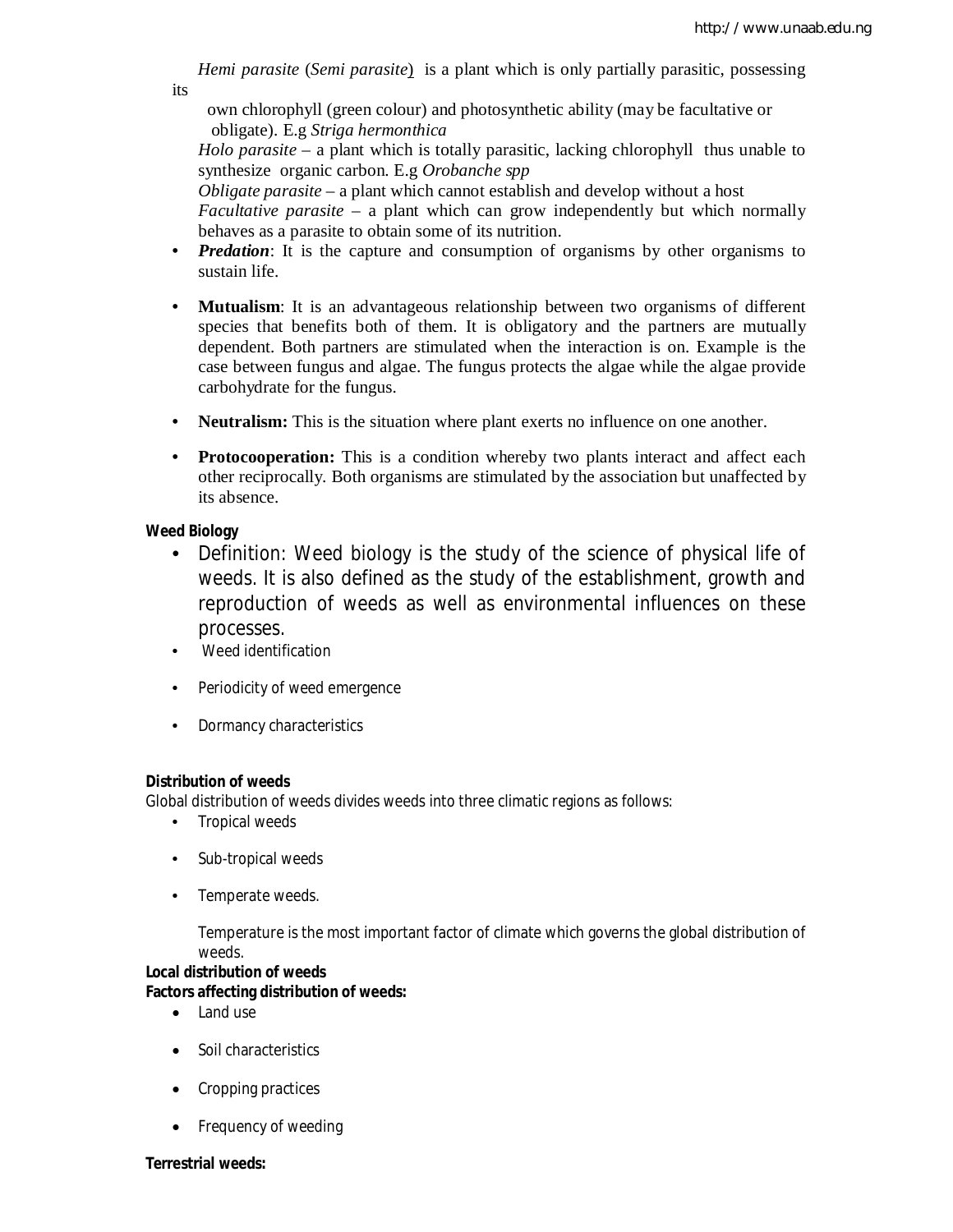*Hemi parasite* (*Semi parasite*) is a plant which is only partially parasitic, possessing its own chlorophyll (green colour) and photosynthetic ability (may be facultative or obligate). E.g *Striga hermonthica*

*Holo parasite* – a plant which is totally parasitic, lacking chlorophyll thus unable to synthesize organic carbon. E.g *Orobanche spp*

*Obligate parasite* – a plant which cannot establish and develop without a host

*Facultative parasite* – a plant which can grow independently but which normally behaves as a parasite to obtain some of its nutrition.

- ***Predation***: It is the capture and consumption of organisms by other organisms to sustain life.
- **Mutualism**: It is an advantageous relationship between two organisms of different species that benefits both of them. It is obligatory and the partners are mutually dependent. Both partners are stimulated when the interaction is on. Example is the case between fungus and algae. The fungus protects the algae while the algae provide carbohydrate for the fungus.
- **Neutralism:** This is the situation where plant exerts no influence on one another.
- **Protocooperation:** This is a condition whereby two plants interact and affect each other reciprocally. Both organisms are stimulated by the association but unaffected by its absence.

**Weed Biology**

- Definition: Weed biology is the study of the science of physical life of weeds. It is also defined as the study of the establishment, growth and reproduction of weeds as well as environmental influences on these processes.
- Weed identification
- Periodicity of weed emergence
- Dormancy characteristics

**Distribution of weeds**

Global distribution of weeds divides weeds into three climatic regions as follows:

- Tropical weeds
- Sub-tropical weeds
- Temperate weeds.

Temperature is the most important factor of climate which governs the global distribution of weeds.

**Local distribution of weeds**

**Factors affecting distribution of weeds:**

- Land use
- Soil characteristics
- Cropping practices
- Frequency of weeding

**Terrestrial weeds:**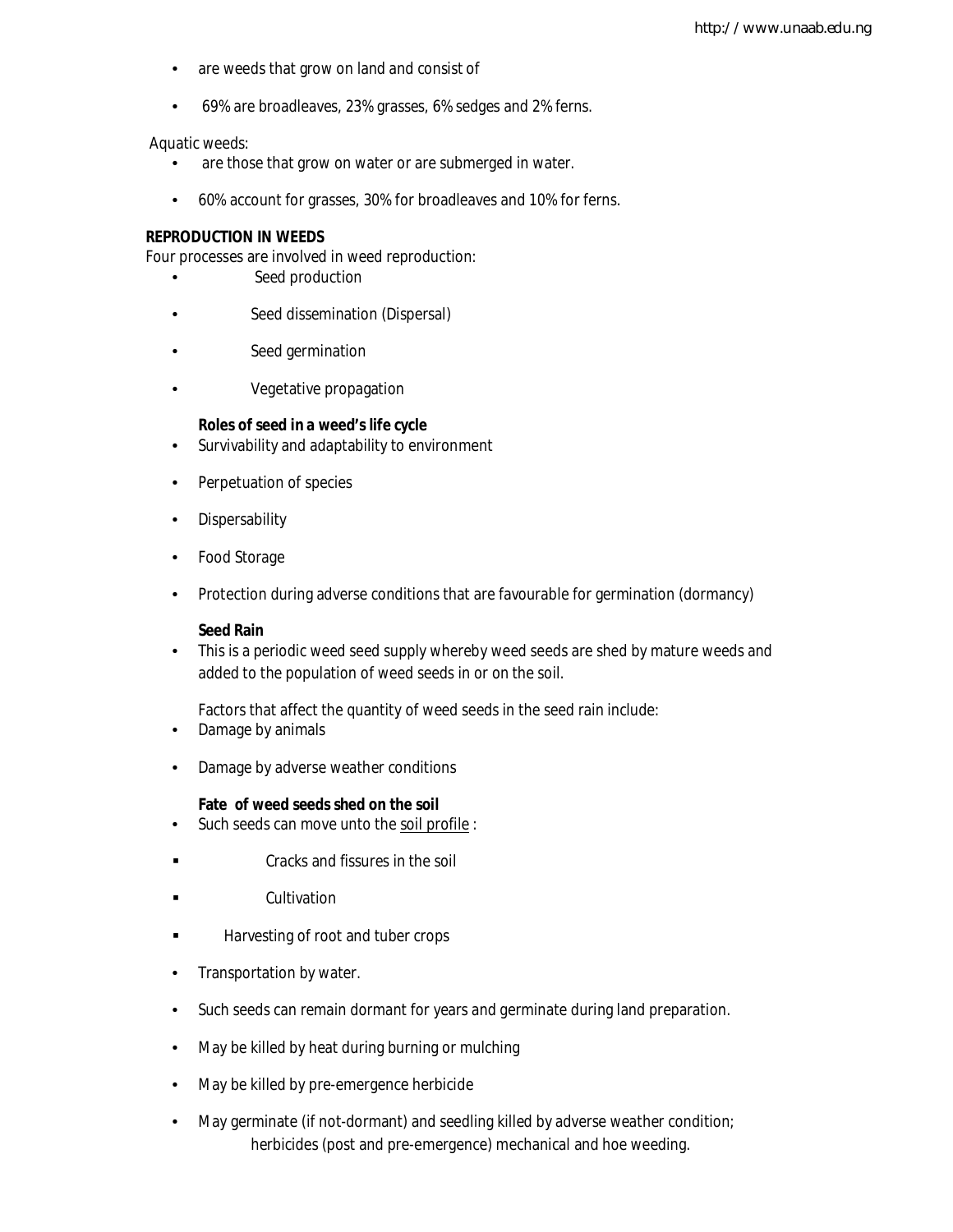- are weeds that grow on land and consist of
- 69% are broadleaves, 23% grasses, 6% sedges and 2% ferns.

Aquatic weeds:

- are those that grow on water or are submerged in water.
- 60% account for grasses, 30% for broadleaves and 10% for ferns.

**REPRODUCTION IN WEEDS**

Four processes are involved in weed reproduction:

- Seed production
- Seed dissemination (Dispersal)
- Seed germination
- Vegetative propagation

**Roles of seed in a weed's life cycle**

- Survivability and adaptability to environment
- Perpetuation of species
- Dispersability
- Food Storage
- Protection during adverse conditions that are favourable for germination (dormancy)

**Seed Rain**

- This is a periodic weed seed supply whereby weed seeds are shed by mature weeds and added to the population of weed seeds in or on the soil.

Factors that affect the quantity of weed seeds in the seed rain include:

- Damage by animals
- Damage by adverse weather conditions

**Fate of weed seeds shed on the soil**

- Such seeds can move unto the <u>soil profile</u> :
  - Cracks and fissures in the soil
  - Cultivation
  - Harvesting of root and tuber crops
- Transportation by water.
- Such seeds can remain dormant for years and germinate during land preparation.
- May be killed by heat during burning or mulching
- May be killed by pre-emergence herbicide
- May germinate (if not-dormant) and seedling killed by adverse weather condition; herbicides (post and pre-emergence) mechanical and hoe weeding.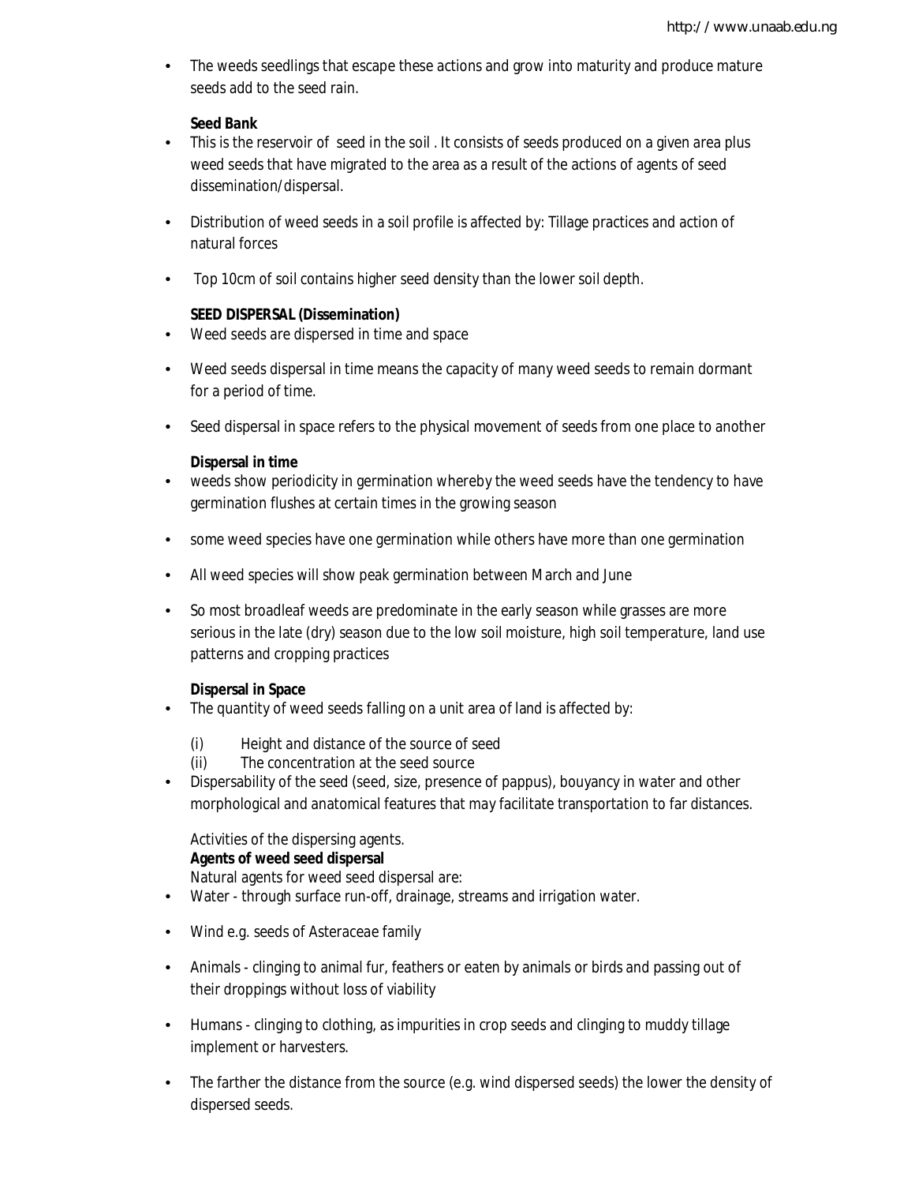- The weeds seedlings that escape these actions and grow into maturity and produce mature seeds add to the seed rain.

**Seed Bank**

- This is the reservoir of seed in the soil . It consists of seeds produced on a given area plus weed seeds that have migrated to the area as a result of the actions of agents of seed dissemination/dispersal.
- Distribution of weed seeds in a soil profile is affected by: Tillage practices and action of natural forces
- Top 10cm of soil contains higher seed density than the lower soil depth.

**SEED DISPERSAL (Dissemination)**

- Weed seeds are dispersed in time and space
- Weed seeds dispersal in time means the capacity of many weed seeds to remain dormant for a period of time.
- Seed dispersal in space refers to the physical movement of seeds from one place to another

**Dispersal in time**

- weeds show periodicity in germination whereby the weed seeds have the tendency to have germination flushes at certain times in the growing season
- some weed species have one germination while others have more than one germination
- All weed species will show peak germination between March and June
- So most broadleaf weeds are predominate in the early season while grasses are more serious in the late (dry) season due to the low soil moisture, high soil temperature, land use patterns and cropping practices

**Dispersal in Space**

- The quantity of weed seeds falling on a unit area of land is affected by:
  - (i) Height and distance of the source of seed
  - (ii) The concentration at the seed source
- Dispersability of the seed (seed, size, presence of pappus), bouyancy in water and other morphological and anatomical features that may facilitate transportation to far distances.

Activities of the dispersing agents.

**Agents of weed seed dispersal**

Natural agents for weed seed dispersal are:

- Water - through surface run-off, drainage, streams and irrigation water.
- Wind e.g. seeds of Asteraceae family
- Animals - clinging to animal fur, feathers or eaten by animals or birds and passing out of their droppings without loss of viability
- Humans - clinging to clothing, as impurities in crop seeds and clinging to muddy tillage implement or harvesters.
- The farther the distance from the source (e.g. wind dispersed seeds) the lower the density of dispersed seeds.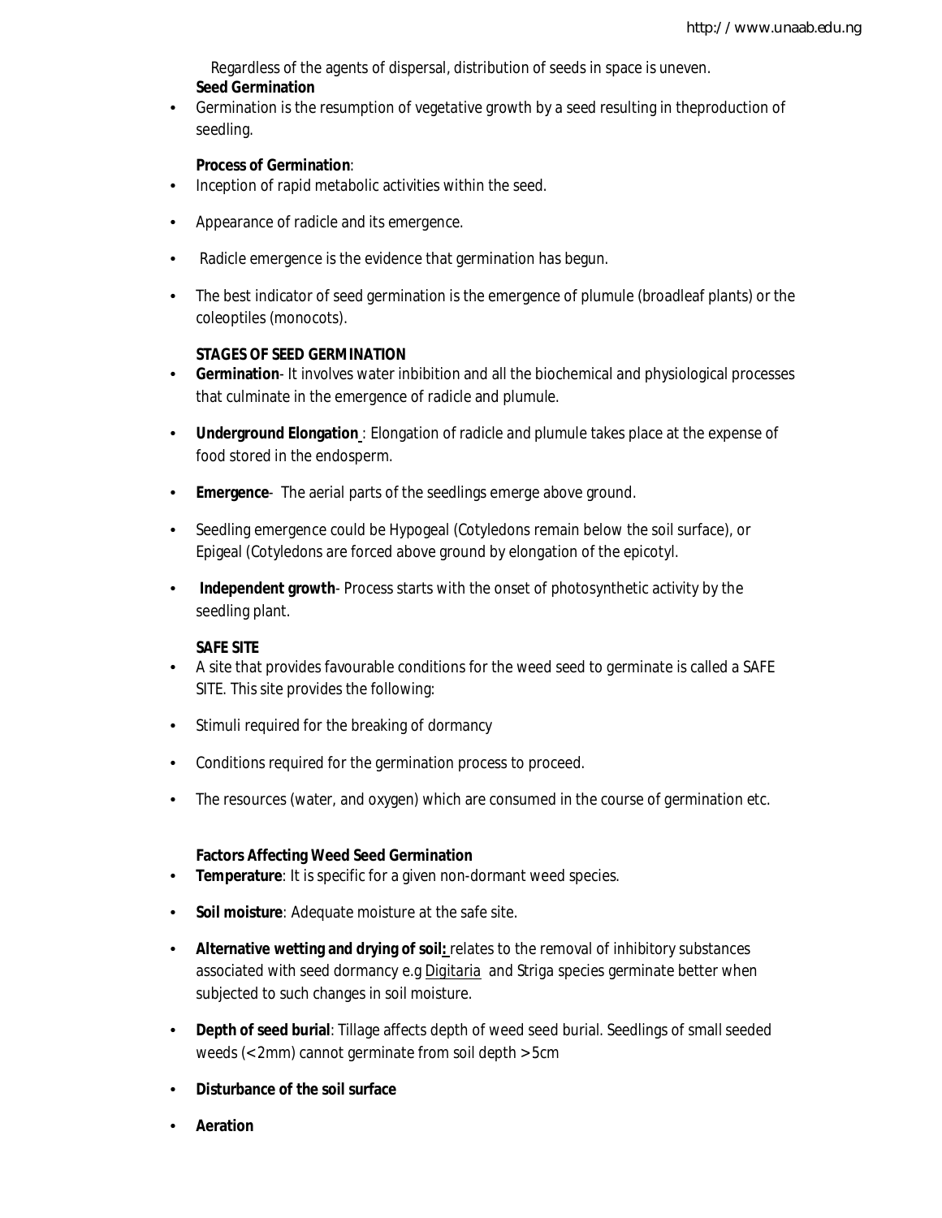Regardless of the agents of dispersal, distribution of seeds in space is uneven.

**Seed Germination**

- Germination is the resumption of vegetative growth by a seed resulting in theproduction of seedling.

**Process of Germination**:

- Inception of rapid metabolic activities within the seed.
- Appearance of radicle and its emergence.
- Radicle emergence is the evidence that germination has begun.
- The best indicator of seed germination is the emergence of plumule (broadleaf plants) or the coleoptiles (monocots).

**STAGES OF SEED GERMINATION**

- **Germination**- It involves water inbibition and all the biochemical and physiological processes that culminate in the emergence of radicle and plumule.
- **Underground Elongation** : Elongation of radicle and plumule takes place at the expense of food stored in the endosperm.
- **Emergence**- The aerial parts of the seedlings emerge above ground.
- Seedling emergence could be Hypogeal (Cotyledons remain below the soil surface), or Epigeal (Cotyledons are forced above ground by elongation of the epicotyl.
- **Independent growth**- Process starts with the onset of photosynthetic activity by the seedling plant.

**SAFE SITE**

- A site that provides favourable conditions for the weed seed to germinate is called a SAFE SITE. This site provides the following:
- Stimuli required for the breaking of dormancy
- Conditions required for the germination process to proceed.
- The resources (water, and oxygen) which are consumed in the course of germination etc.

**Factors Affecting Weed Seed Germination**

- **Temperature**: It is specific for a given non-dormant weed species.
- **Soil moisture**: Adequate moisture at the safe site.
- **Alternative wetting and drying of soil:** relates to the removal of inhibitory substances associated with seed dormancy e.g Digitaria and Striga species germinate better when subjected to such changes in soil moisture.
- **Depth of seed burial**: Tillage affects depth of weed seed burial. Seedlings of small seeded weeds (<2mm) cannot germinate from soil depth >5cm
- **Disturbance of the soil surface**
- **Aeration**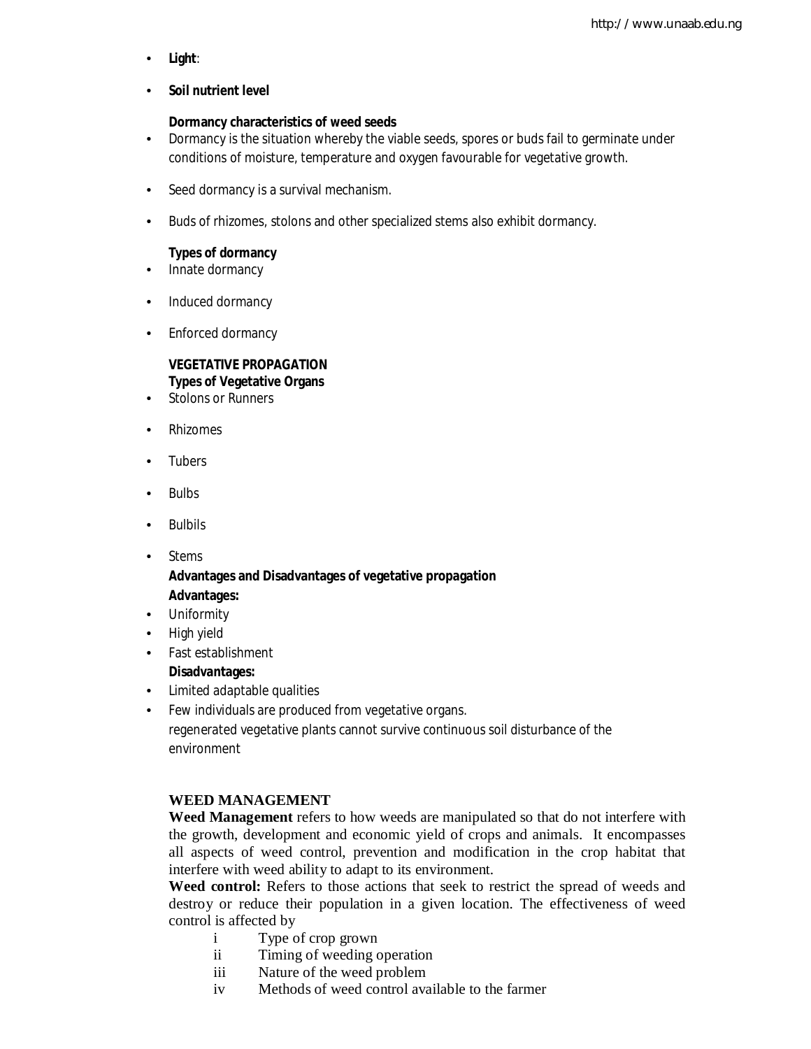- **Light**:
- **Soil nutrient level**

**Dormancy characteristics of weed seeds**

- Dormancy is the situation whereby the viable seeds, spores or buds fail to germinate under conditions of moisture, temperature and oxygen favourable for vegetative growth.
- Seed dormancy is a survival mechanism.
- Buds of rhizomes, stolons and other specialized stems also exhibit dormancy.

**Types of dormancy**

- Innate dormancy
- Induced dormancy
- Enforced dormancy

**VEGETATIVE PROPAGATION**

**Types of Vegetative Organs**

- Stolons or Runners
- Rhizomes
- Tubers
- Bulbs
- Bulbils
- Stems

**Advantages and Disadvantages of vegetative propagation**

**Advantages:**

- Uniformity
- High yield
- Fast establishment

**Disadvantages:**

- Limited adaptable qualities
- Few individuals are produced from vegetative organs.

  regenerated vegetative plants cannot survive continuous soil disturbance of the environment

## WEED MANAGEMENT

**Weed Management** refers to how weeds are manipulated so that do not interfere with the growth, development and economic yield of crops and animals. It encompasses all aspects of weed control, prevention and modification in the crop habitat that interfere with weed ability to adapt to its environment.

**Weed control:** Refers to those actions that seek to restrict the spread of weeds and destroy or reduce their population in a given location. The effectiveness of weed control is affected by

- i Type of crop grown
- ii Timing of weeding operation
- iii Nature of the weed problem
- iv Methods of weed control available to the farmer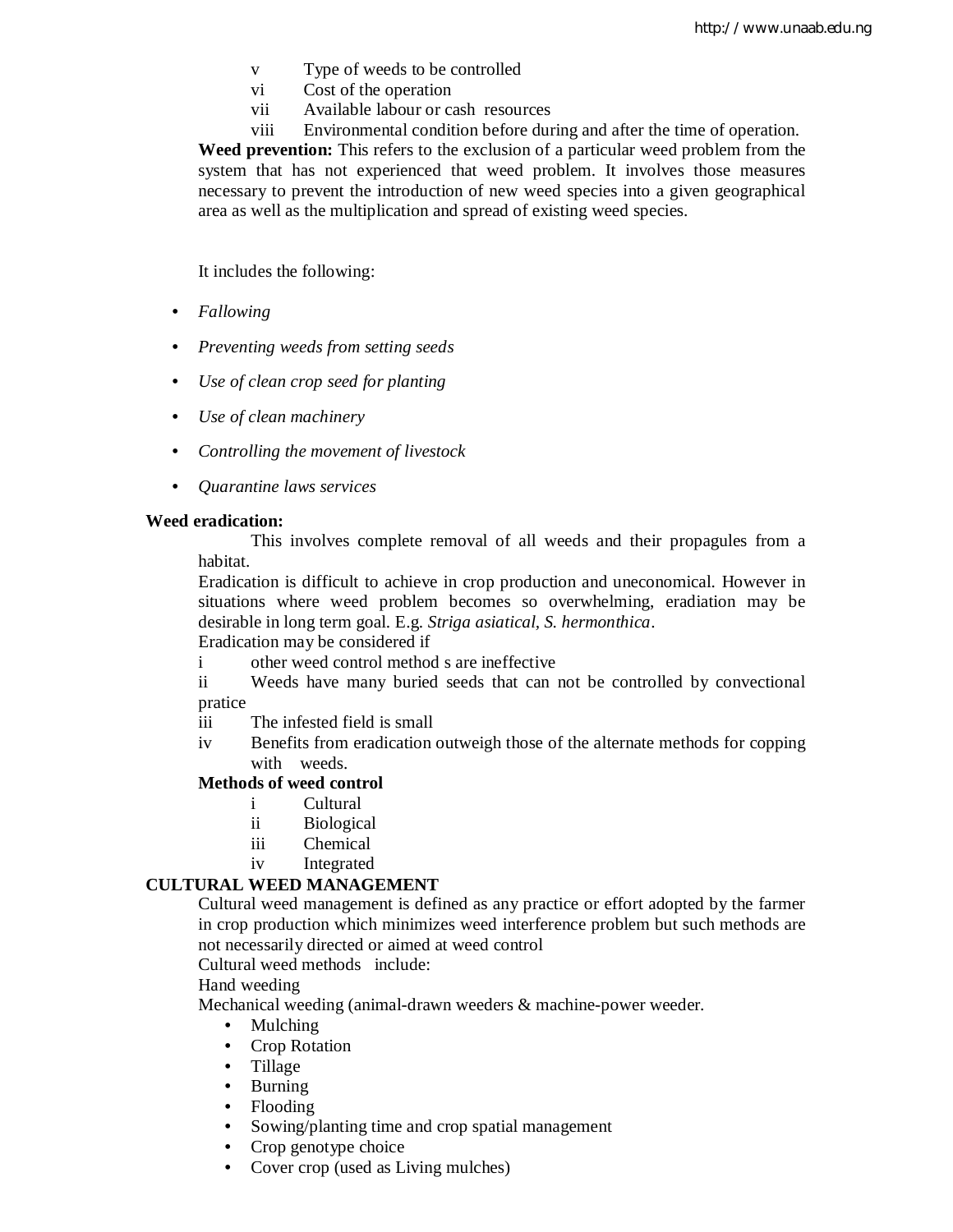v Type of weeds to be controlled
vi Cost of the operation
vii Available labour or cash resources
viii Environmental condition before during and after the time of operation.

**Weed prevention:** This refers to the exclusion of a particular weed problem from the system that has not experienced that weed problem. It involves those measures necessary to prevent the introduction of new weed species into a given geographical area as well as the multiplication and spread of existing weed species.

It includes the following:

- *Fallowing*
- *Preventing weeds from setting seeds*
- *Use of clean crop seed for planting*
- *Use of clean machinery*
- *Controlling the movement of livestock*
- *Quarantine laws services*

**Weed eradication:**

This involves complete removal of all weeds and their propagules from a habitat.

Eradication is difficult to achieve in crop production and uneconomical. However in situations where weed problem becomes so overwhelming, eradiation may be desirable in long term goal. E.g. *Striga asiatical*, *S. hermonthica*.

Eradication may be considered if

i other weed control method s are ineffective
ii Weeds have many buried seeds that can not be controlled by convectional pratice
iii The infested field is small
iv Benefits from eradication outweigh those of the alternate methods for copping with weeds.

**Methods of weed control**

i Cultural
ii Biological
iii Chemical
iv Integrated

**CULTURAL WEED MANAGEMENT**

Cultural weed management is defined as any practice or effort adopted by the farmer in crop production which minimizes weed interference problem but such methods are not necessarily directed or aimed at weed control

Cultural weed methods include:

Hand weeding

Mechanical weeding (animal-drawn weeders & machine-power weeder.

- Mulching
- Crop Rotation
- Tillage
- Burning
- Flooding
- Sowing/planting time and crop spatial management
- Crop genotype choice
- Cover crop (used as Living mulches)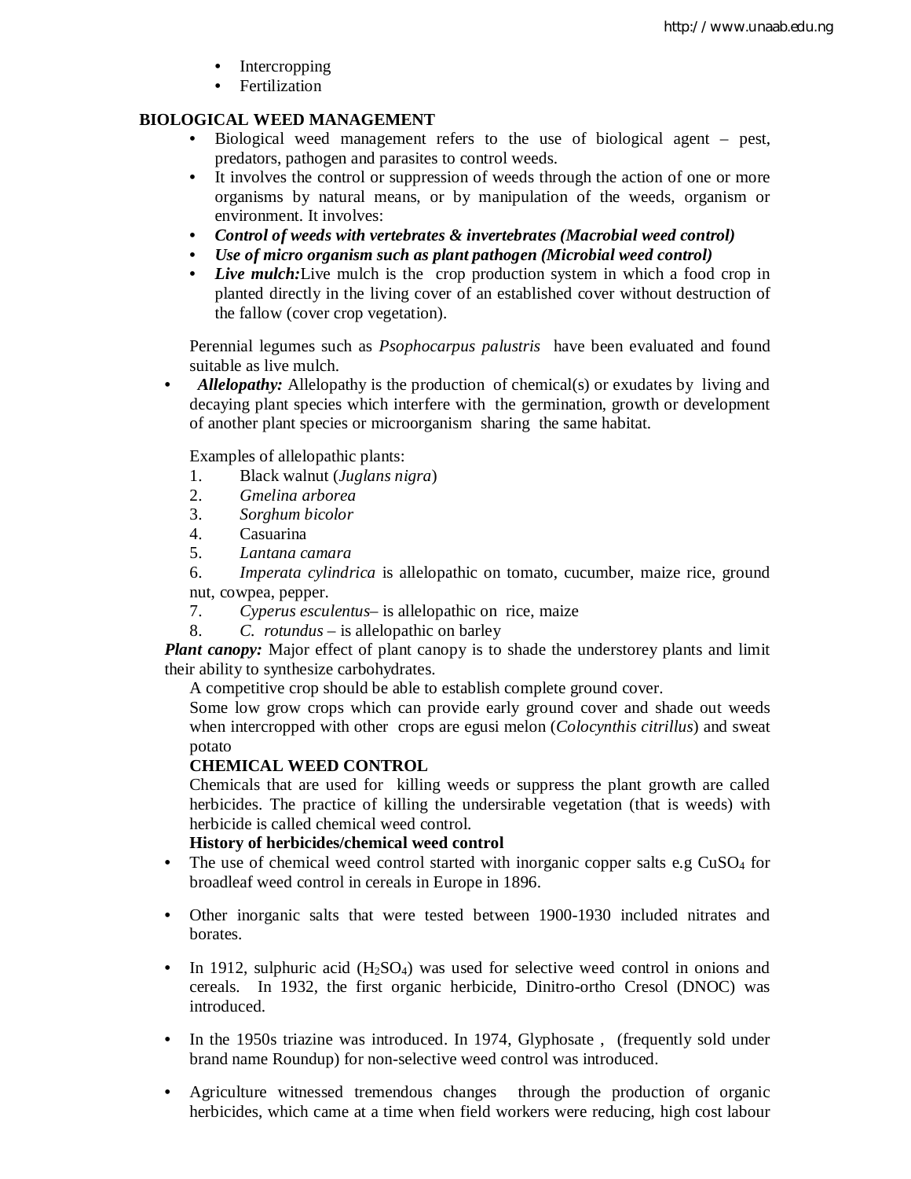- Intercropping
- Fertilization

**BIOLOGICAL WEED MANAGEMENT**

- Biological weed management refers to the use of biological agent – pest, predators, pathogen and parasites to control weeds.
- It involves the control or suppression of weeds through the action of one or more organisms by natural means, or by manipulation of the weeds, organism or environment. It involves:
- ***Control of weeds with vertebrates & invertebrates (Macrobial weed control)***
- ***Use of micro organism such as plant pathogen (Microbial weed control)***
- ***Live mulch:*** Live mulch is the crop production system in which a food crop in planted directly in the living cover of an established cover without destruction of the fallow (cover crop vegetation).

Perennial legumes such as *Psophocarpus palustris* have been evaluated and found suitable as live mulch.

- ***Allelopathy:*** Allelopathy is the production of chemical(s) or exudates by living and decaying plant species which interfere with the germination, growth or development of another plant species or microorganism sharing the same habitat.

Examples of allelopathic plants:

1. Black walnut (*Juglans nigra*)
2. *Gmelina arborea*
3. *Sorghum bicolor*
4. Casuarina
5. *Lantana camara*
6. *Imperata cylindrica* is allelopathic on tomato, cucumber, maize rice, ground nut, cowpea, pepper.
7. *Cyperus esculentus*– is allelopathic on rice, maize
8. *C. rotundus* – is allelopathic on barley

***Plant canopy:*** Major effect of plant canopy is to shade the understorey plants and limit their ability to synthesize carbohydrates.

A competitive crop should be able to establish complete ground cover.

Some low grow crops which can provide early ground cover and shade out weeds when intercropped with other crops are egusi melon (*Colocynthis citrillus*) and sweat potato

**CHEMICAL WEED CONTROL**

Chemicals that are used for killing weeds or suppress the plant growth are called herbicides. The practice of killing the undersirable vegetation (that is weeds) with herbicide is called chemical weed control.

**History of herbicides/chemical weed control**

- The use of chemical weed control started with inorganic copper salts e.g $CuSO_4$ for broadleaf weed control in cereals in Europe in 1896.
- Other inorganic salts that were tested between 1900-1930 included nitrates and borates.
- In 1912, sulphuric acid ($H_2SO_4$) was used for selective weed control in onions and cereals. In 1932, the first organic herbicide, Dinitro-ortho Cresol (DNOC) was introduced.
- In the 1950s triazine was introduced. In 1974, Glyphosate , (frequently sold under brand name Roundup) for non-selective weed control was introduced.
- Agriculture witnessed tremendous changes through the production of organic herbicides, which came at a time when field workers were reducing, high cost labour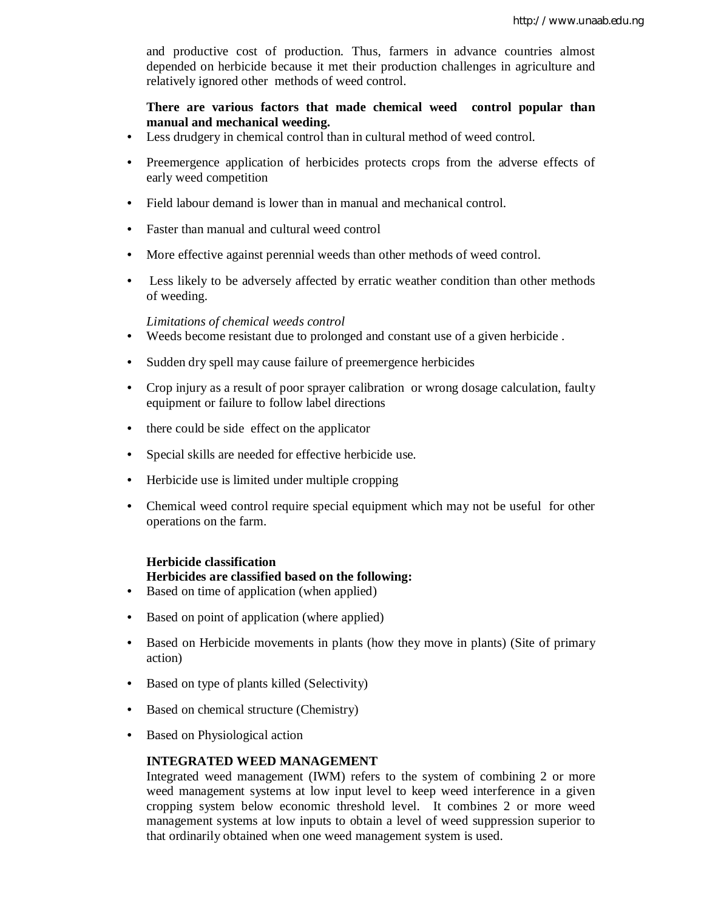and productive cost of production. Thus, farmers in advance countries almost depended on herbicide because it met their production challenges in agriculture and relatively ignored other methods of weed control.

**There are various factors that made chemical weed control popular than manual and mechanical weeding.**

- Less drudgery in chemical control than in cultural method of weed control.
- Preemergence application of herbicides protects crops from the adverse effects of early weed competition
- Field labour demand is lower than in manual and mechanical control.
- Faster than manual and cultural weed control
- More effective against perennial weeds than other methods of weed control.
- Less likely to be adversely affected by erratic weather condition than other methods of weeding.

*Limitations of chemical weeds control*

- Weeds become resistant due to prolonged and constant use of a given herbicide .
- Sudden dry spell may cause failure of preemergence herbicides
- Crop injury as a result of poor sprayer calibration or wrong dosage calculation, faulty equipment or failure to follow label directions
- there could be side effect on the applicator
- Special skills are needed for effective herbicide use.
- Herbicide use is limited under multiple cropping
- Chemical weed control require special equipment which may not be useful for other operations on the farm.

**Herbicide classification**

**Herbicides are classified based on the following:**

- Based on time of application (when applied)
- Based on point of application (where applied)
- Based on Herbicide movements in plants (how they move in plants) (Site of primary action)
- Based on type of plants killed (Selectivity)
- Based on chemical structure (Chemistry)
- Based on Physiological action

## INTEGRATED WEED MANAGEMENT

Integrated weed management (IWM) refers to the system of combining 2 or more weed management systems at low input level to keep weed interference in a given cropping system below economic threshold level. It combines 2 or more weed management systems at low inputs to obtain a level of weed suppression superior to that ordinarily obtained when one weed management system is used.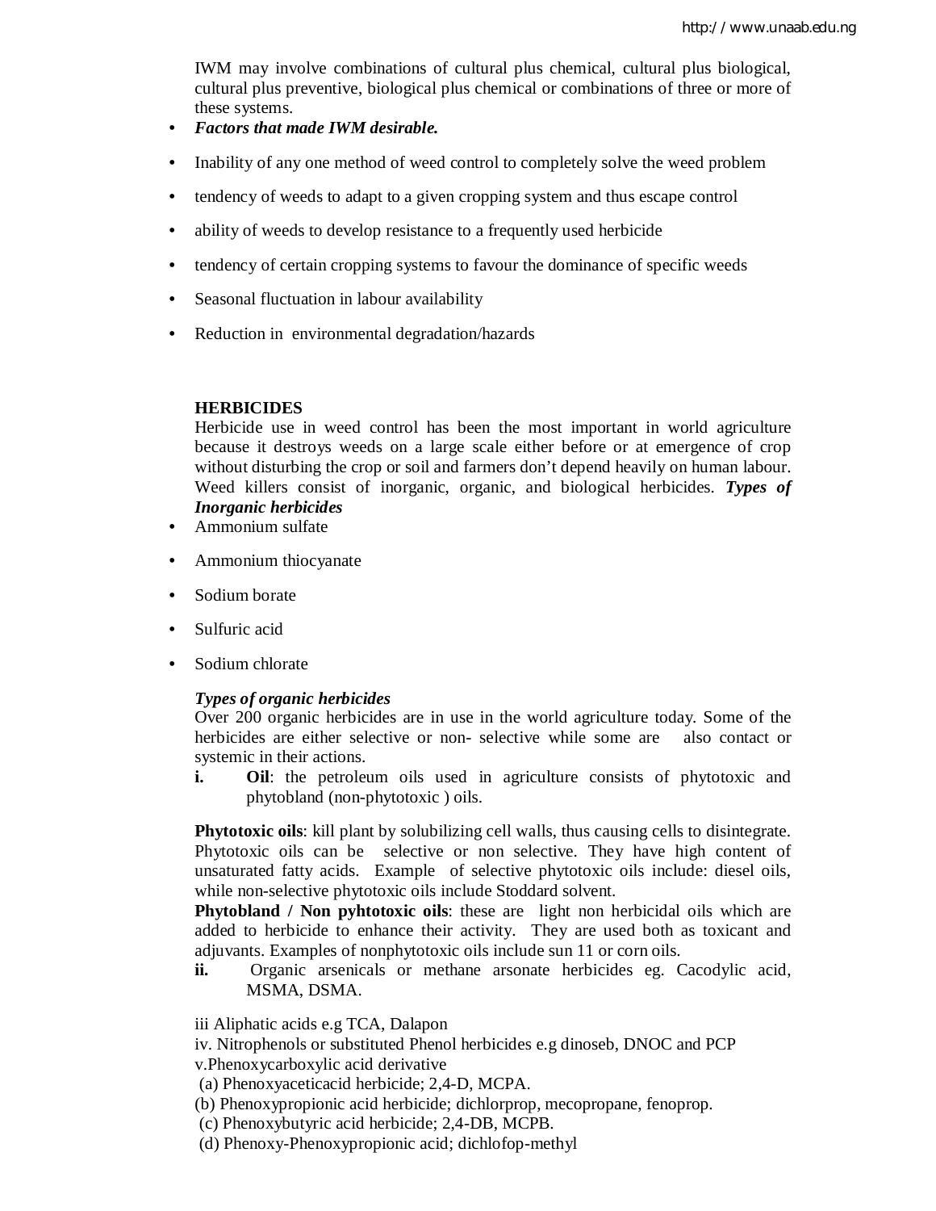IWM may involve combinations of cultural plus chemical, cultural plus biological, cultural plus preventive, biological plus chemical or combinations of three or more of these systems.

- ***Factors that made IWM desirable.***
- Inability of any one method of weed control to completely solve the weed problem
- tendency of weeds to adapt to a given cropping system and thus escape control
- ability of weeds to develop resistance to a frequently used herbicide
- tendency of certain cropping systems to favour the dominance of specific weeds
- Seasonal fluctuation in labour availability
- Reduction in environmental degradation/hazards

**HERBICIDES**

Herbicide use in weed control has been the most important in world agriculture because it destroys weeds on a large scale either before or at emergence of crop without disturbing the crop or soil and farmers don't depend heavily on human labour. Weed killers consist of inorganic, organic, and biological herbicides. ***Types of Inorganic herbicides***

- Ammonium sulfate
- Ammonium thiocyanate
- Sodium borate
- Sulfuric acid
- Sodium chlorate

***Types of organic herbicides***

Over 200 organic herbicides are in use in the world agriculture today. Some of the herbicides are either selective or non- selective while some are also contact or systemic in their actions.

**i.** **Oil**: the petroleum oils used in agriculture consists of phytotoxic and phytobland (non-phytotoxic ) oils.

**Phytotoxic oils**: kill plant by solubilizing cell walls, thus causing cells to disintegrate. Phytotoxic oils can be selective or non selective. They have high content of unsaturated fatty acids. Example of selective phytotoxic oils include: diesel oils, while non-selective phytotoxic oils include Stoddard solvent.

**Phytobland / Non pyhtotoxic oils**: these are light non herbicidal oils which are added to herbicide to enhance their activity. They are used both as toxicant and adjuvants. Examples of nonphytotoxic oils include sun 11 or corn oils.

**ii.** Organic arsenicals or methane arsonate herbicides eg. Cacodylic acid, MSMA, DSMA.

iii Aliphatic acids e.g TCA, Dalapon

iv. Nitrophenols or substituted Phenol herbicides e.g dinoseb, DNOC and PCP

v.Phenoxycarboxylic acid derivative

(a) Phenoxyaceticacid herbicide; 2,4-D, MCPA.

(b) Phenoxypropionic acid herbicide; dichlorprop, mecopropane, fenoprop.

(c) Phenoxybutyric acid herbicide; 2,4-DB, MCPB.

(d) Phenoxy-Phenoxypropionic acid; dichlofop-methyl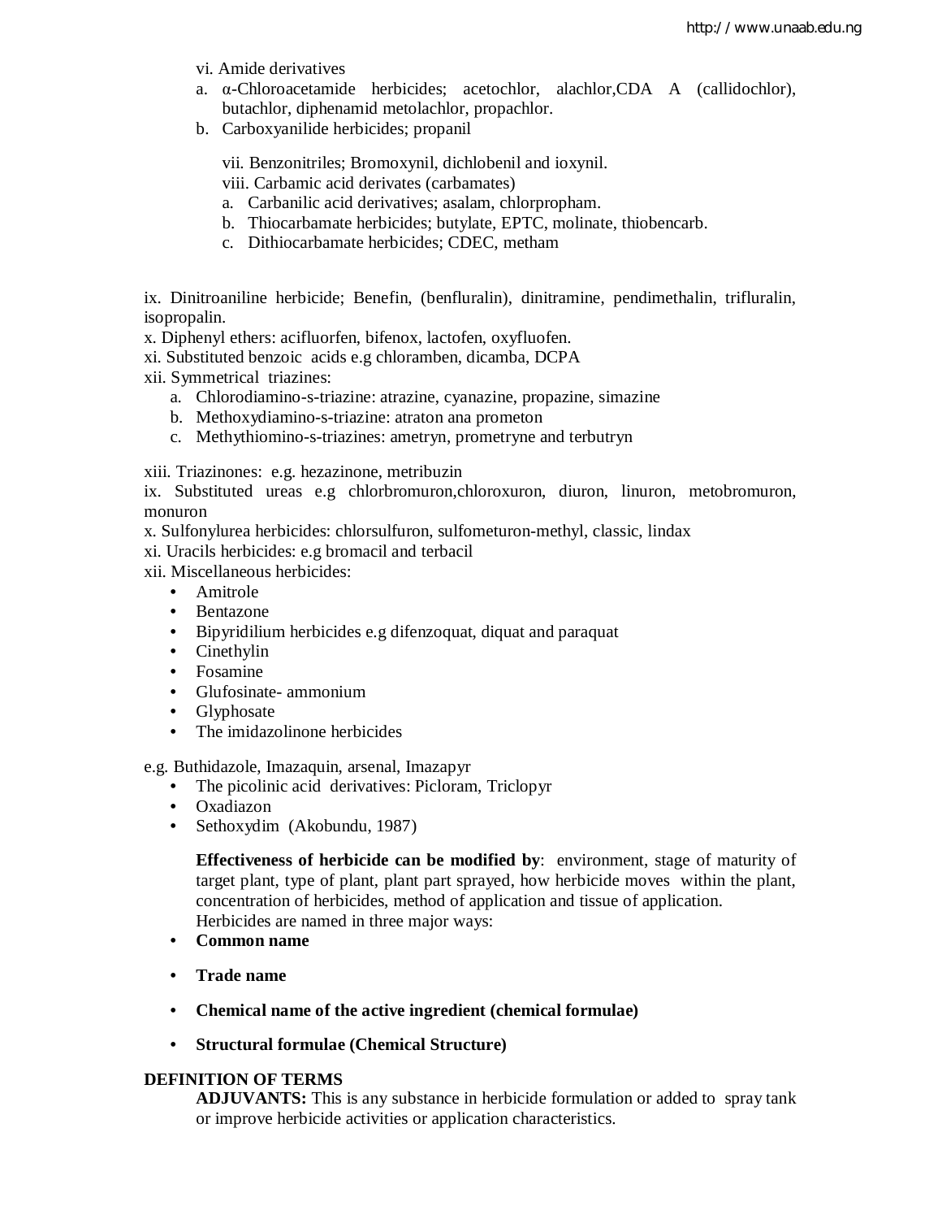vi. Amide derivatives

a. α-Chloroacetamide herbicides; acetochlor, alachlor,CDA A (callidochlor), butachlor, diphenamid metolachlor, propachlor.
b. Carboxyanilide herbicides; propanil

vii. Benzonitriles; Bromoxynil, dichlobenil and ioxynil.

viii. Carbamic acid derivates (carbamates)

a. Carbanilic acid derivatives; asalam, chlorpropham.
b. Thiocarbamate herbicides; butylate, EPTC, molinate, thiobencarb.
c. Dithiocarbamate herbicides; CDEC, metham

ix. Dinitroaniline herbicide; Benefin, (benfluralin), dinitramine, pendimethalin, trifluralin, isopropalin.

x. Diphenyl ethers: acifluorfen, bifenox, lactofen, oxyfluofen.

xi. Substituted benzoic acids e.g chloramben, dicamba, DCPA

xii. Symmetrical triazines:

a. Chlorodiamino-s-triazine: atrazine, cyanazine, propazine, simazine
b. Methoxydiamino-s-triazine: atraton ana prometon
c. Methythiomino-s-triazines: ametryn, prometryne and terbutryn

xiii. Triazinones: e.g. hezazinone, metribuzin

ix. Substituted ureas e.g chlorbromuron,chloroxuron, diuron, linuron, metobromuron, monuron

x. Sulfonylurea herbicides: chlorsulfuron, sulfometuron-methyl, classic, lindax

xi. Uracils herbicides: e.g bromacil and terbacil

xii. Miscellaneous herbicides:

- Amitrole
- Bentazone
- Bipyridilium herbicides e.g difenzoquat, diquat and paraquat
- Cinethylin
- Fosamine
- Glufosinate- ammonium
- Glyphosate
- The imidazolinone herbicides

e.g. Buthidazole, Imazaquin, arsenal, Imazapyr

- The picolinic acid derivatives: Picloram, Triclopyr
- Oxadiazon
- Sethoxydim (Akobundu, 1987)

**Effectiveness of herbicide can be modified by**: environment, stage of maturity of target plant, type of plant, plant part sprayed, how herbicide moves within the plant, concentration of herbicides, method of application and tissue of application.
Herbicides are named in three major ways:

- **Common name**
- **Trade name**
- **Chemical name of the active ingredient (chemical formulae)**
- **Structural formulae (Chemical Structure)**

**DEFINITION OF TERMS**

**ADJUVANTS:** This is any substance in herbicide formulation or added to spray tank or improve herbicide activities or application characteristics.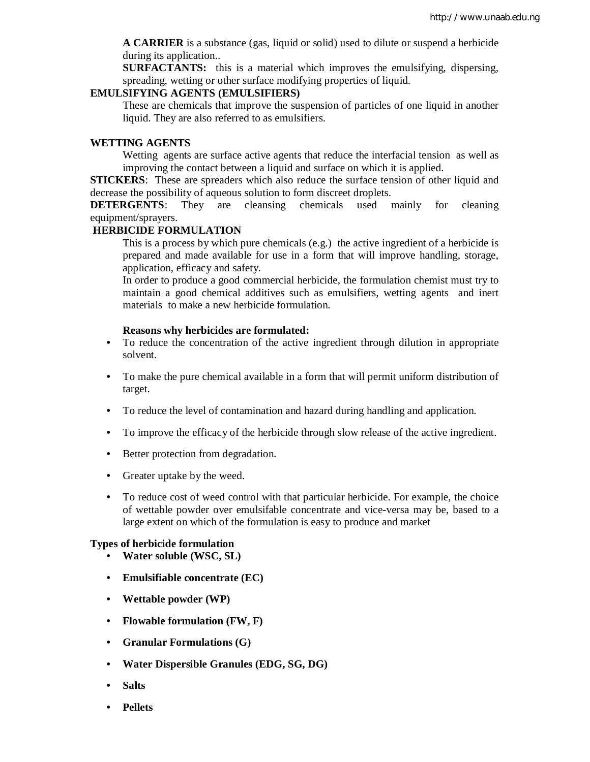**A CARRIER** is a substance (gas, liquid or solid) used to dilute or suspend a herbicide during its application..

**SURFACTANTS:** this is a material which improves the emulsifying, dispersing, spreading, wetting or other surface modifying properties of liquid.

**EMULSIFYING AGENTS (EMULSIFIERS)**

These are chemicals that improve the suspension of particles of one liquid in another liquid. They are also referred to as emulsifiers.

**WETTING AGENTS**

Wetting agents are surface active agents that reduce the interfacial tension as well as improving the contact between a liquid and surface on which it is applied.

**STICKERS**: These are spreaders which also reduce the surface tension of other liquid and decrease the possibility of aqueous solution to form discreet droplets.

**DETERGENTS**: They are cleansing chemicals used mainly for cleaning equipment/sprayers.

**HERBICIDE FORMULATION**

This is a process by which pure chemicals (e.g.) the active ingredient of a herbicide is prepared and made available for use in a form that will improve handling, storage, application, efficacy and safety.

In order to produce a good commercial herbicide, the formulation chemist must try to maintain a good chemical additives such as emulsifiers, wetting agents and inert materials to make a new herbicide formulation.

**Reasons why herbicides are formulated:**

- To reduce the concentration of the active ingredient through dilution in appropriate solvent.
- To make the pure chemical available in a form that will permit uniform distribution of target.
- To reduce the level of contamination and hazard during handling and application.
- To improve the efficacy of the herbicide through slow release of the active ingredient.
- Better protection from degradation.
- Greater uptake by the weed.
- To reduce cost of weed control with that particular herbicide. For example, the choice of wettable powder over emulsifable concentrate and vice-versa may be, based to a large extent on which of the formulation is easy to produce and market

**Types of herbicide formulation**

- **Water soluble (WSC, SL)**
- **Emulsifiable concentrate (EC)**
- **Wettable powder (WP)**
- **Flowable formulation (FW, F)**
- **Granular Formulations (G)**
- **Water Dispersible Granules (EDG, SG, DG)**
- **Salts**
- **Pellets**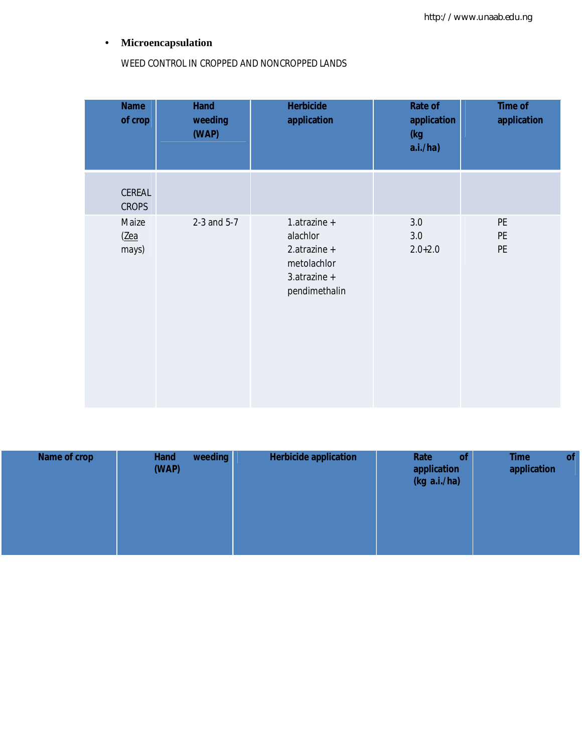- **Microencapsulation**

WEED CONTROL IN CROPPED AND NONCROPPED LANDS

| Name of crop | Hand weeding (WAP) | Herbicide application | Rate of application (kg a.i./ha) | Time of application |
|---|---|---|---|---|
| CEREAL CROPS | | | | |
| Maize (Zea mays) | 2-3 and 5-7 | 1.atrazine + alachlor<br>2.atrazine + metolachlor<br>3.atrazine + pendimethalin | 3.0<br>3.0<br>2.0+2.0 | PE<br>PE<br>PE |

| Name of crop | Hand weeding (WAP) | Herbicide application | Rate of application (kg a.i./ha) | Time of application |
|---|---|---|---|---|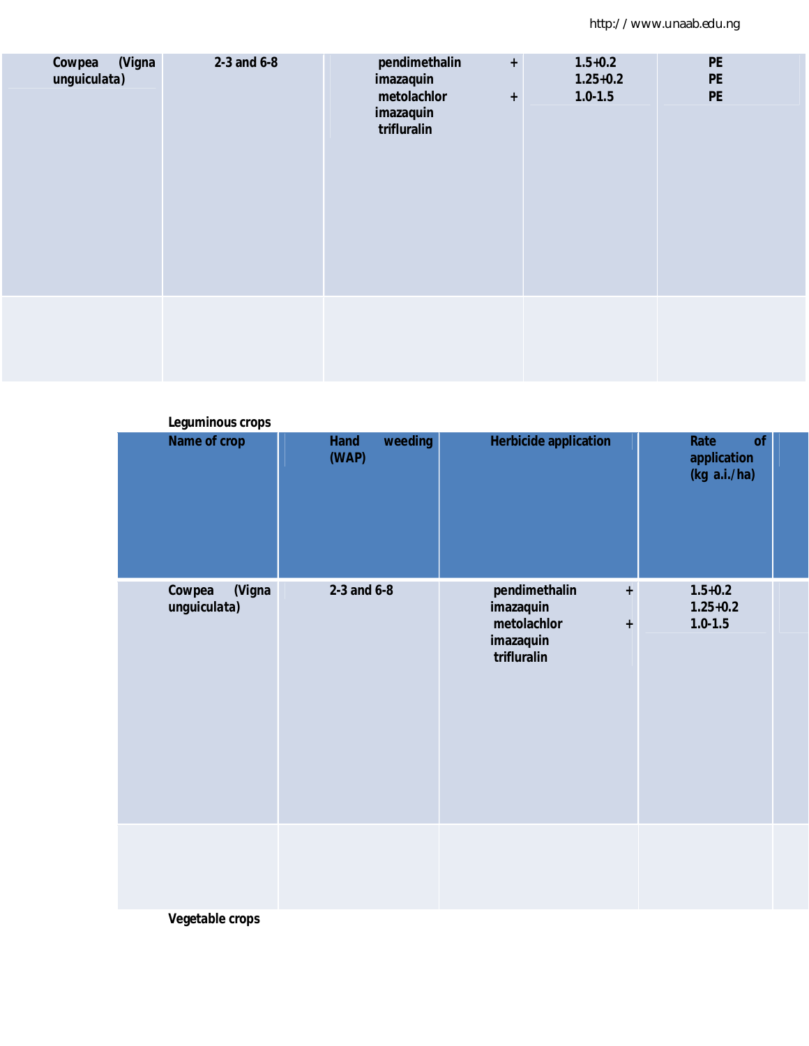| Cowpea (Vigna unguiculata) | 2-3 and 6-8 | pendimethalin + imazaquin<br>metolachlor + imazaquin<br>trifluralin | 1.5+0.2<br>1.25+0.2<br>1.0-1.5 | PE<br>PE<br>PE |
|---|---|---|---|---|
| | | | | |

**Leguminous crops**

| Name of crop | Hand weeding (WAP) | Herbicide application | Rate of application (kg a.i./ha) | |
|---|---|---|---|---|
| Cowpea (Vigna unguiculata) | 2-3 and 6-8 | pendimethalin + imazaquin<br>metolachlor + imazaquin<br>trifluralin | 1.5+0.2<br>1.25+0.2<br>1.0-1.5 | |
| | | | | |

**Vegetable crops**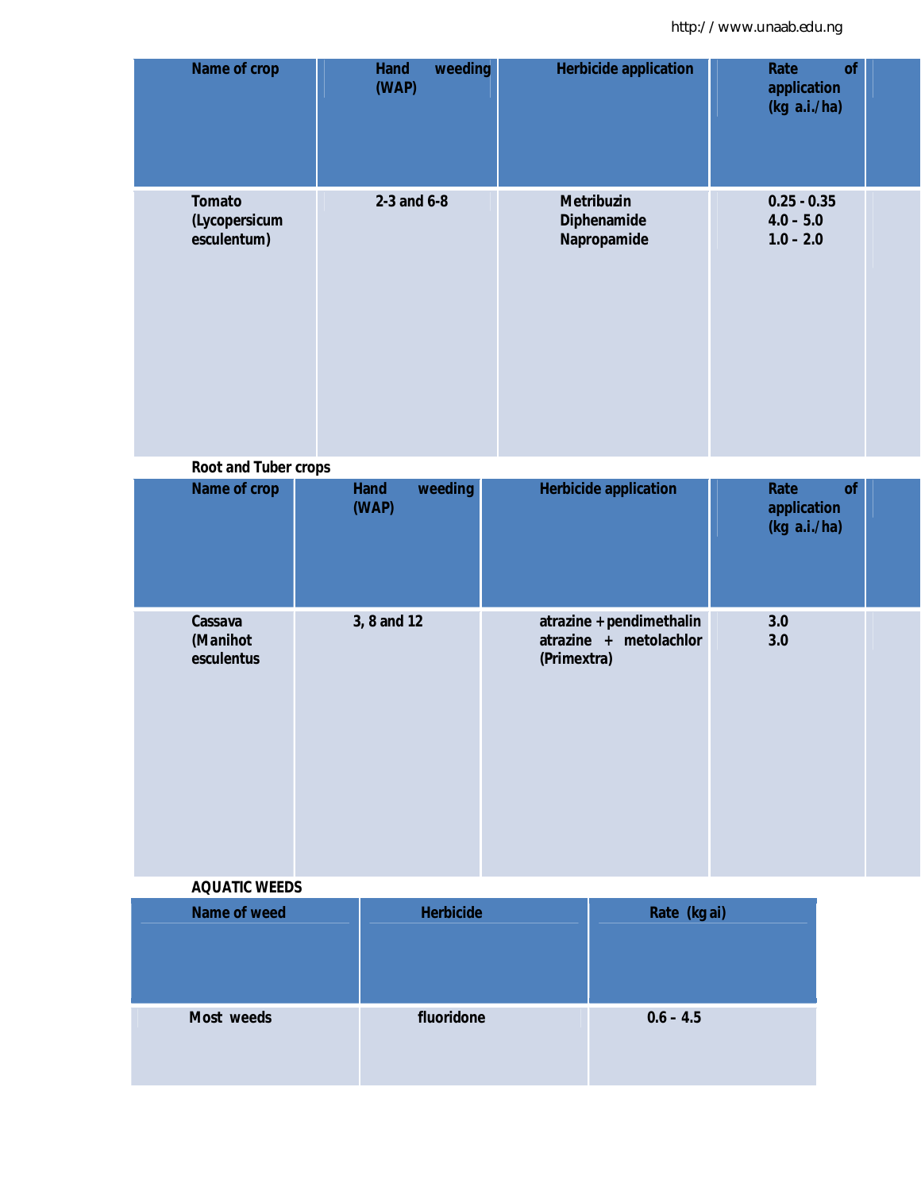| Name of crop | Hand weeding (WAP) | Herbicide application | Rate of application (kg a.i./ha) |
|---|---|---|---|
| Tomato (Lycopersicum esculentum) | 2-3 and 6-8 | Metribuzin<br>Diphenamide<br>Napropamide | 0.25 - 0.35<br>4.0 – 5.0<br>1.0 – 2.0 |

**Root and Tuber crops**

| Name of crop | Hand weeding (WAP) | Herbicide application | Rate of application (kg a.i./ha) |
|---|---|---|---|
| Cassava (Manihot esculentus | 3, 8 and 12 | atrazine + pendimethalin<br>atrazine + metolachlor (Primextra) | 3.0<br>3.0 |

**AQUATIC WEEDS**

| Name of weed | Herbicide | Rate (kg ai) |
|---|---|---|
| Most weeds | fluoridone | 0.6 – 4.5 |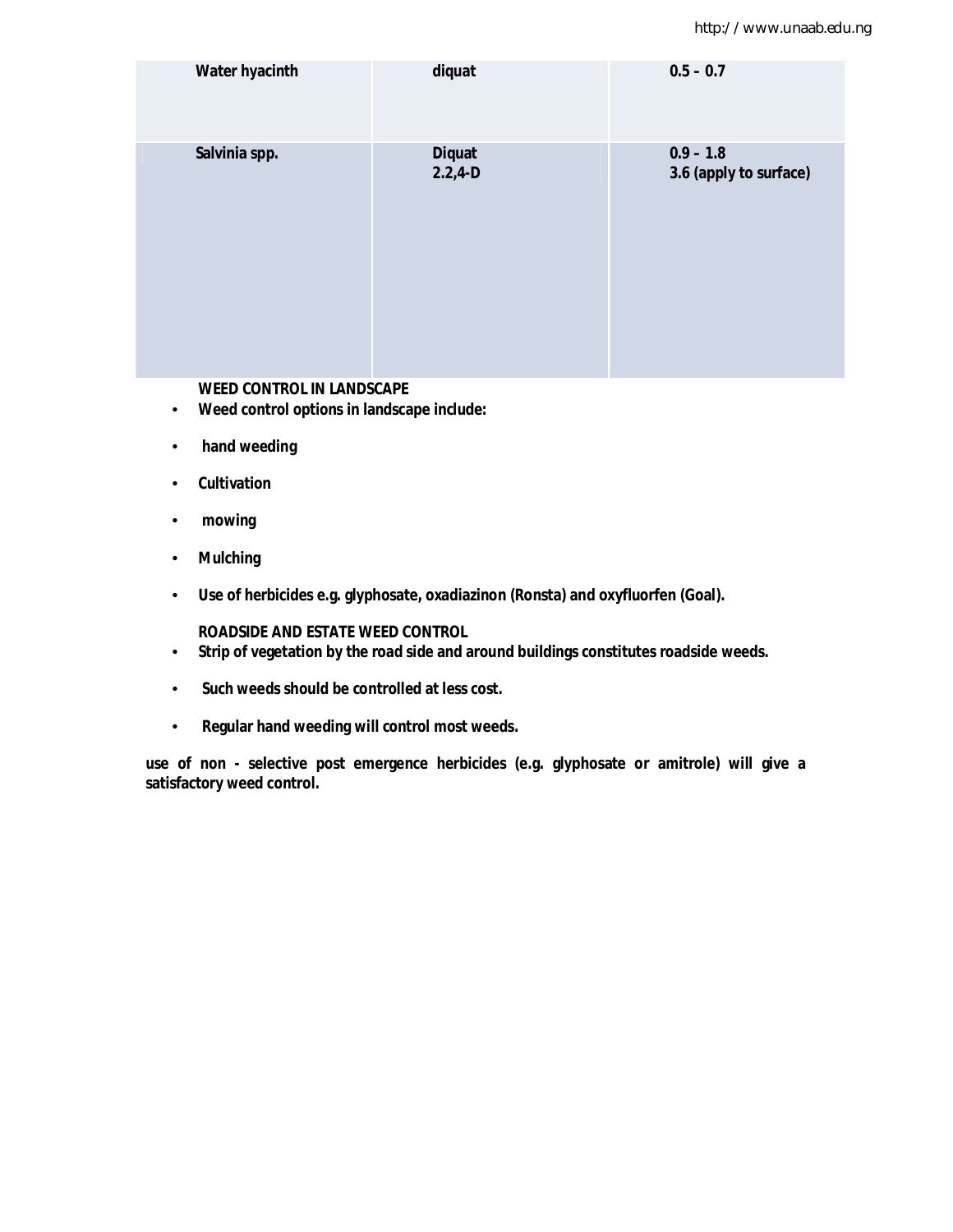| | | |
|---|---|---|
| **Water hyacinth** | **diquat** | **0.5 – 0.7** |
| **Salvinia spp.** | **Diquat**<br>**2.2,4-D** | **0.9 – 1.8**<br>**3.6 (apply to surface)** |

**WEED CONTROL IN LANDSCAPE**

- **Weed control options in landscape include:**
- **hand weeding**
- **Cultivation**
- **mowing**
- **Mulching**
- **Use of herbicides e.g. glyphosate, oxadiazinon (Ronsta) and oxyfluorfen (Goal).**

**ROADSIDE AND ESTATE WEED CONTROL**

- **Strip of vegetation by the road side and around buildings constitutes roadside weeds.**
- **Such weeds should be controlled at less cost.**
- **Regular hand weeding will control most weeds.**

**use of non - selective post emergence herbicides (e.g. glyphosate or amitrole) will give a satisfactory weed control.**